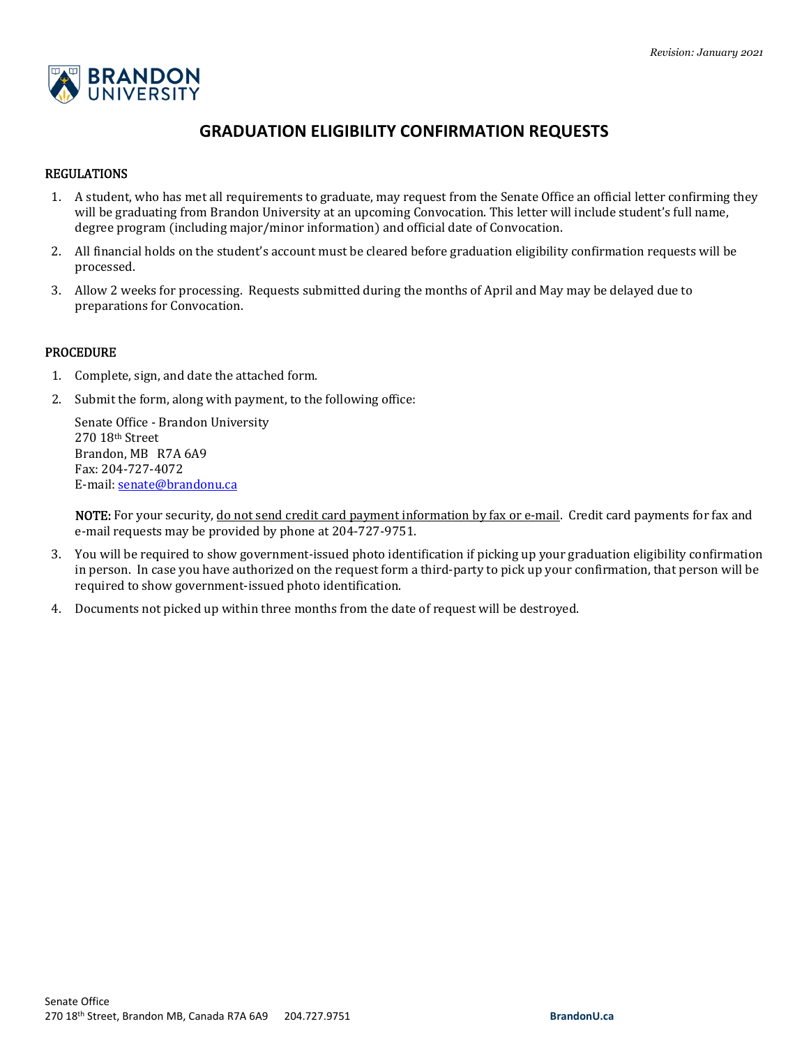*Revision: January 2021*

# GRADUATION ELIGIBILITY CONFIRMATION REQUESTS

## REGULATIONS

1. A student, who has met all requirements to graduate, may request from the Senate Office an official letter confirming they will be graduating from Brandon University at an upcoming Convocation. This letter will include student's full name, degree program (including major/minor information) and official date of Convocation.
2. All financial holds on the student's account must be cleared before graduation eligibility confirmation requests will be processed.
3. Allow 2 weeks for processing. Requests submitted during the months of April and May may be delayed due to preparations for Convocation.

## PROCEDURE

1. Complete, sign, and date the attached form.
2. Submit the form, along with payment, to the following office:

   Senate Office - Brandon University
   270 18th Street
   Brandon, MB R7A 6A9
   Fax: 204-727-4072
   E-mail: senate@brandonu.ca

   **NOTE:** For your security, do not send credit card payment information by fax or e-mail. Credit card payments for fax and e-mail requests may be provided by phone at 204-727-9751.

3. You will be required to show government-issued photo identification if picking up your graduation eligibility confirmation in person. In case you have authorized on the request form a third-party to pick up your confirmation, that person will be required to show government-issued photo identification.
4. Documents not picked up within three months from the date of request will be destroyed.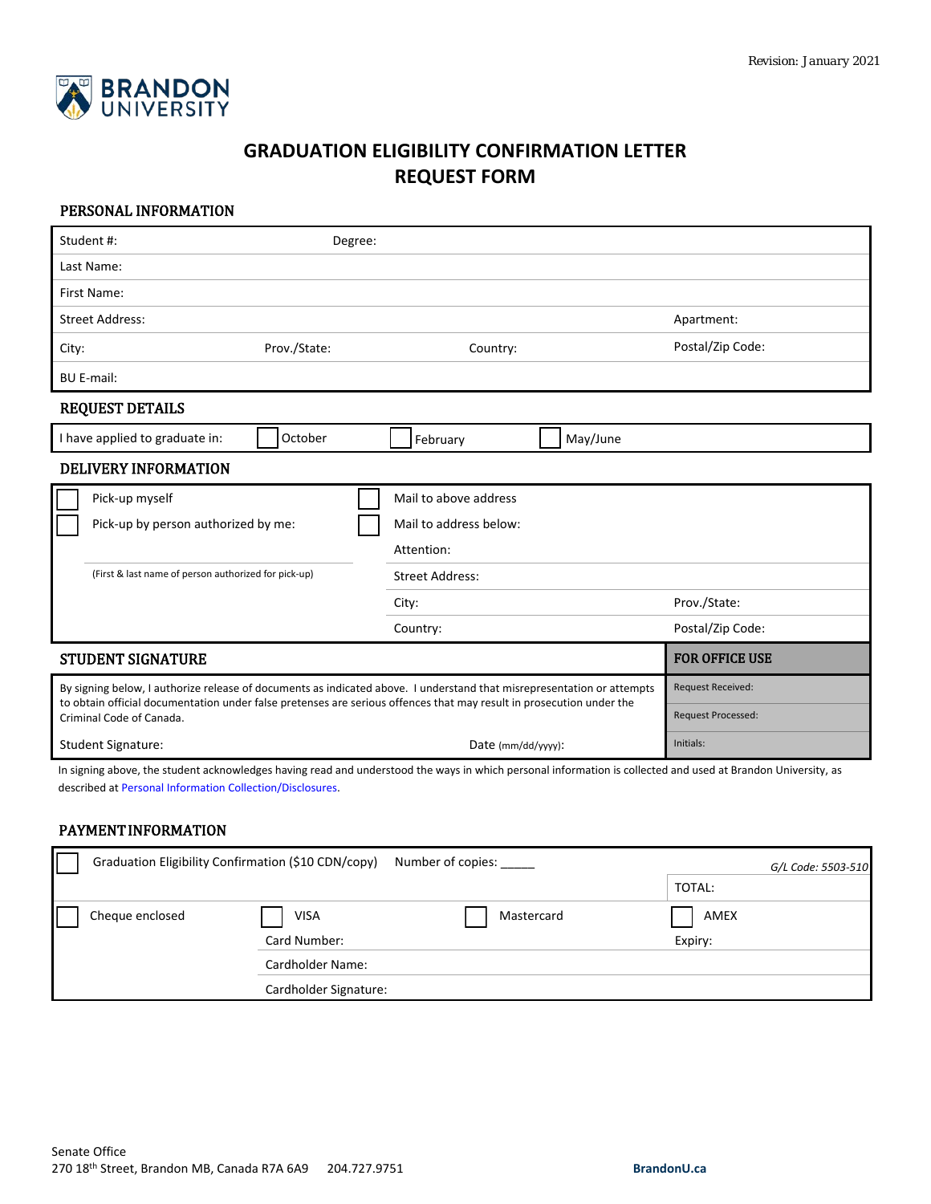Revision: January 2021

BRANDON UNIVERSITY

# GRADUATION ELIGIBILITY CONFIRMATION LETTER REQUEST FORM

## PERSONAL INFORMATION

| | | | |
|---|---|---|---|
| Student #: | Degree: | | |
| Last Name: | | | |
| First Name: | | | |
| Street Address: | | | Apartment: |
| City: | Prov./State: | Country: | Postal/Zip Code: |
| BU E-mail: | | | |

## REQUEST DETAILS

| | | | |
|---|---|---|---|
| I have applied to graduate in: | ☐ October | ☐ February | ☐ May/June |

## DELIVERY INFORMATION

| | | |
|---|---|---|
| ☐ Pick-up myself | ☐ Mail to above address | |
| ☐ Pick-up by person authorized by me: | ☐ Mail to address below: | |
| | Attention: | |
| (First & last name of person authorized for pick-up) | Street Address: | |
| | City: | Prov./State: |
| | Country: | Postal/Zip Code: |

## STUDENT SIGNATURE

By signing below, I authorize release of documents as indicated above. I understand that misrepresentation or attempts to obtain official documentation under false pretenses are serious offences that may result in prosecution under the Criminal Code of Canada.

Student Signature: Date (mm/dd/yyyy):

**FOR OFFICE USE**

| |
|---|
| Request Received: |
| Request Processed: |
| Initials: |

In signing above, the student acknowledges having read and understood the ways in which personal information is collected and used at Brandon University, as described at Personal Information Collection/Disclosures.

## PAYMENT INFORMATION

| | | | |
|---|---|---|---|
| ☐ Graduation Eligibility Confirmation ($10 CDN/copy) | Number of copies: _____ | | *G/L Code: 5503-510* |
| | | | TOTAL: |
| ☐ Cheque enclosed | ☐ VISA | ☐ Mastercard | ☐ AMEX |
| | Card Number: | | Expiry: |
| | Cardholder Name: | | |
| | Cardholder Signature: | | |

Senate Office
270 18th Street, Brandon MB, Canada R7A 6A9 204.727.9751

BrandonU.ca